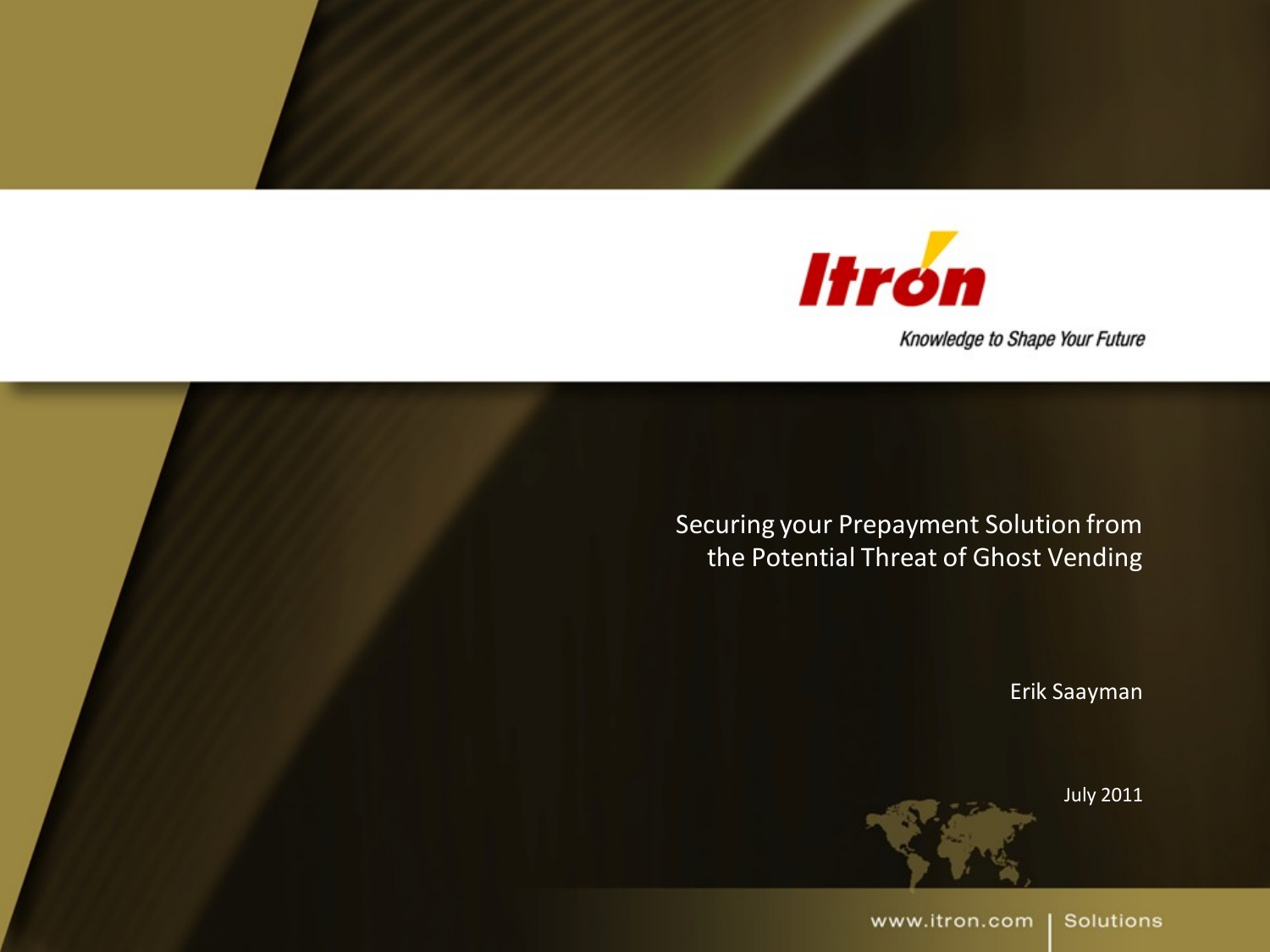Itron

*Knowledge to Shape Your Future*

# Securing your Prepayment Solution from the Potential Threat of Ghost Vending

Erik Saayman

July 2011

www.itron.com | Solutions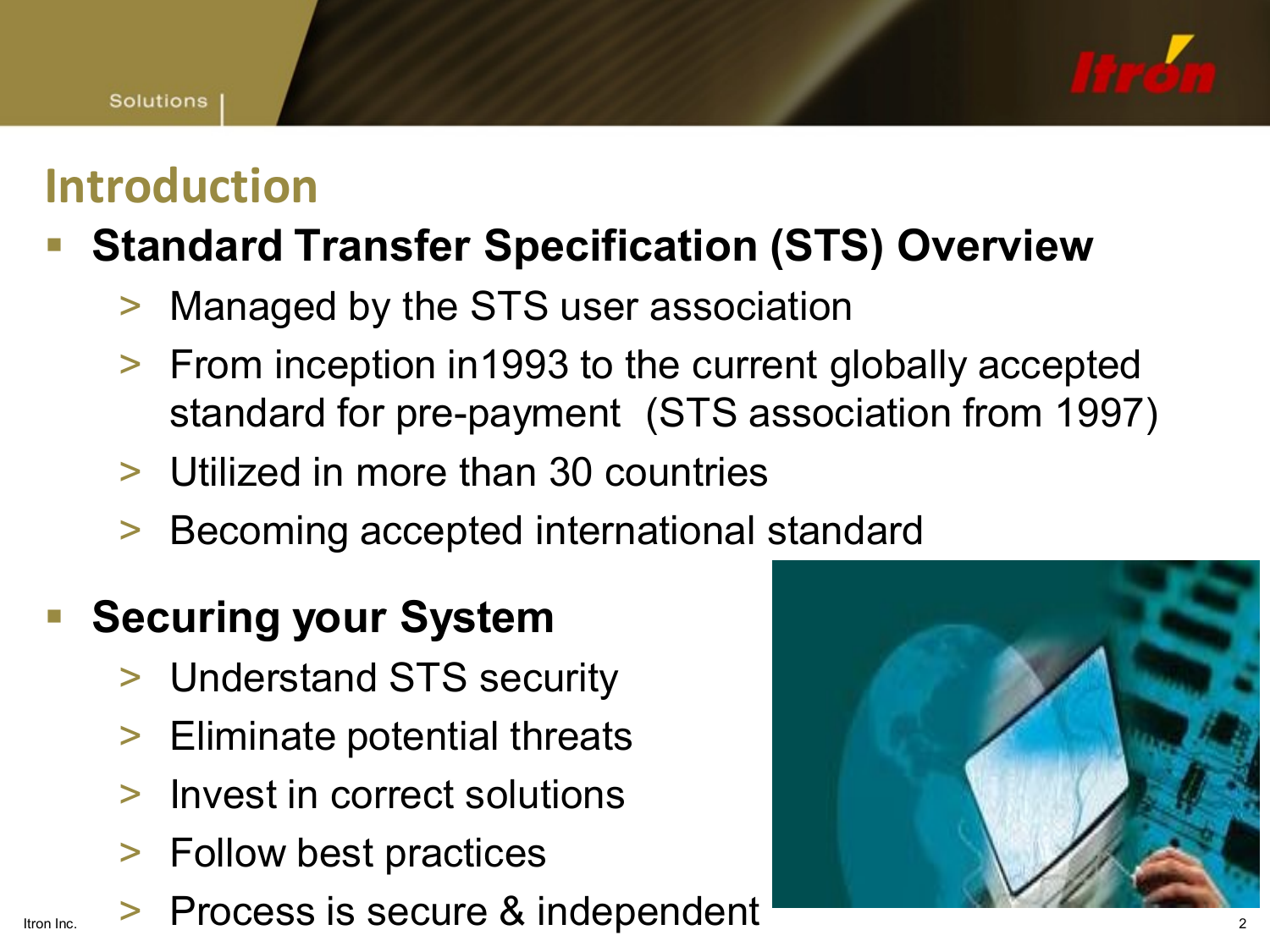## Introduction

- **Standard Transfer Specification (STS) Overview**
  - Managed by the STS user association
  - From inception in1993 to the current globally accepted standard for pre-payment  (STS association from 1997)
  - Utilized in more than 30 countries
  - Becoming accepted international standard
- **Securing your System**
  - Understand STS security
  - Eliminate potential threats
  - Invest in correct solutions
  - Follow best practices
  - Process is secure & independent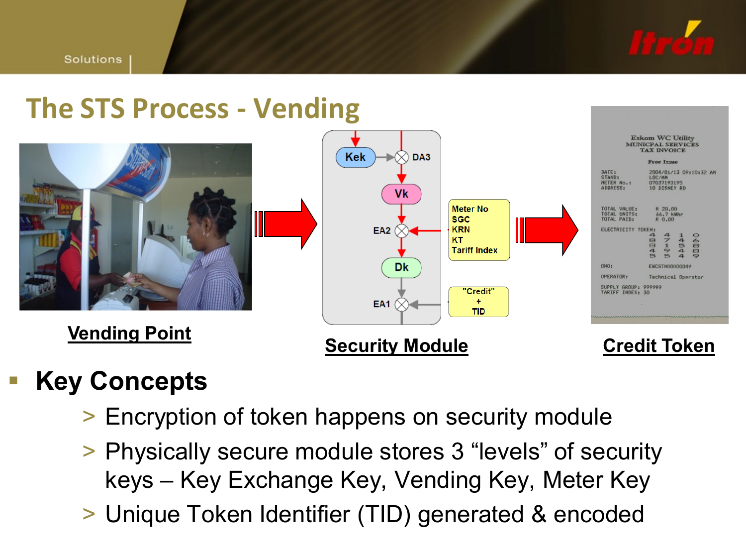# The STS Process - Vending

**Vending Point**

**Security Module**

Kek → DA3 → Vk → EA2 → Dk → EA1

Meter No
SGC
KRN
KT
Tariff Index

"Credit"
+
TID

**Credit Token**

- **Key Concepts**
  - > Encryption of token happens on security module
  - > Physically secure module stores 3 "levels" of security keys – Key Exchange Key, Vending Key, Meter Key
  - > Unique Token Identifier (TID) generated & encoded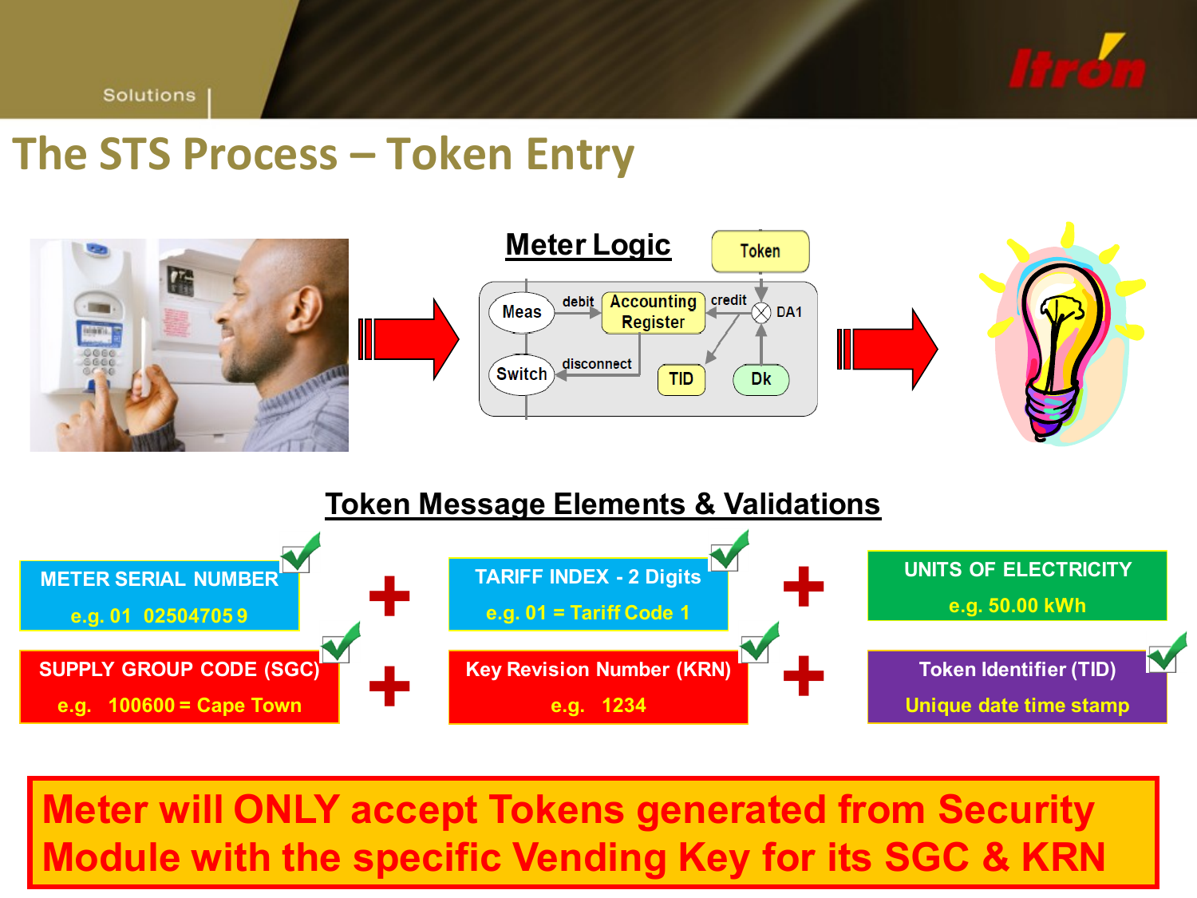# The STS Process – Token Entry

## Meter Logic

Token

Meas — debit → Accounting Register ← credit — DA1

Switch ← disconnect

TID

Dk

## Token Message Elements & Validations

METER SERIAL NUMBER
e.g. 01 02504705 9

+

TARIFF INDEX - 2 Digits
e.g. 01 = Tariff Code 1

+

UNITS OF ELECTRICITY
e.g. 50.00 kWh

SUPPLY GROUP CODE (SGC)
e.g. 100600 = Cape Town

+

Key Revision Number (KRN)
e.g. 1234

+

Token Identifier (TID)
Unique date time stamp

**Meter will ONLY accept Tokens generated from Security Module with the specific Vending Key for its SGC & KRN**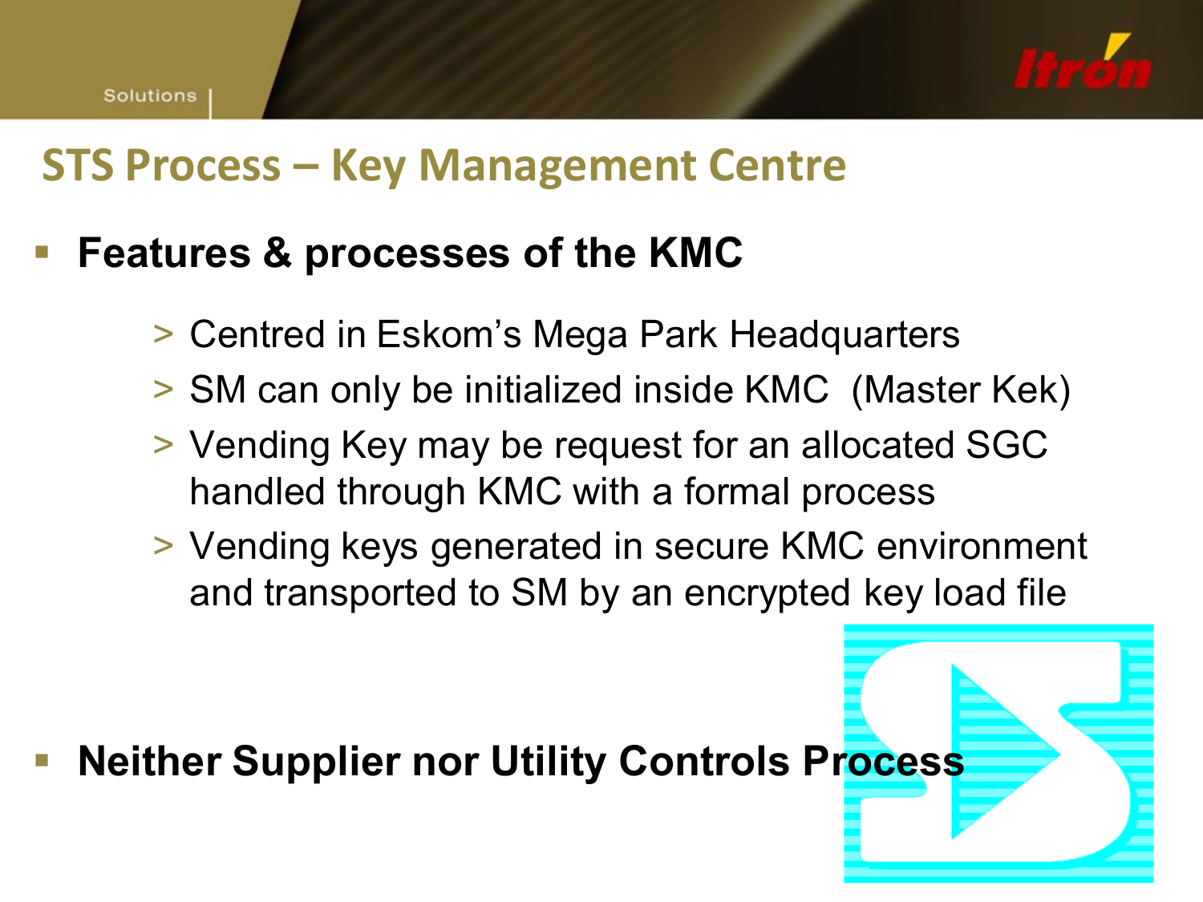## STS Process – Key Management Centre

- **Features & processes of the KMC**
  - Centred in Eskom's Mega Park Headquarters
  - SM can only be initialized inside KMC (Master Kek)
  - Vending Key may be request for an allocated SGC handled through KMC with a formal process
  - Vending keys generated in secure KMC environment and transported to SM by an encrypted key load file

- **Neither Supplier nor Utility Controls Process**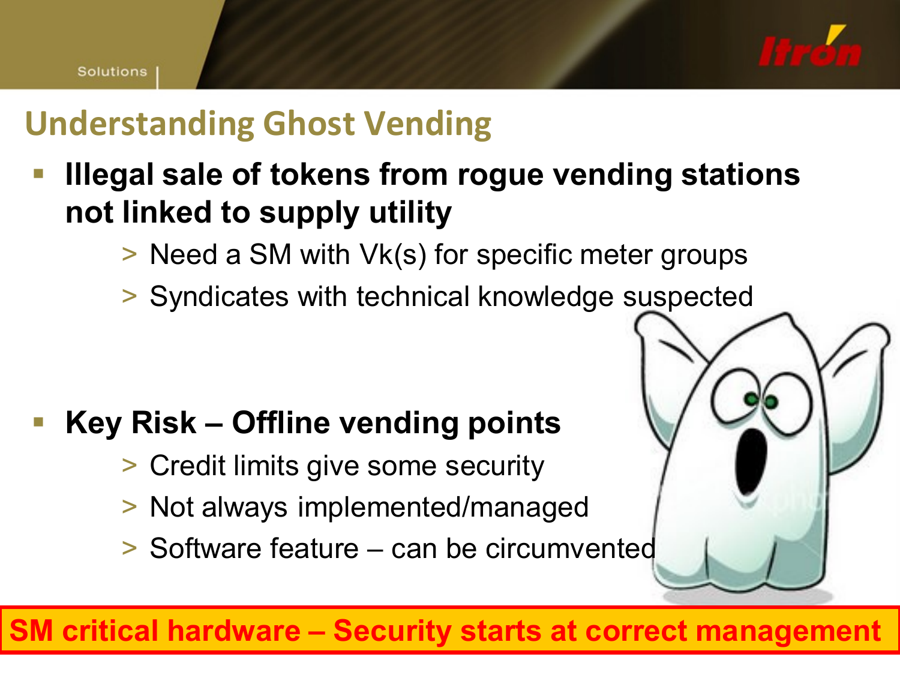## Understanding Ghost Vending

- **Illegal sale of tokens from rogue vending stations not linked to supply utility**
  - > Need a SM with Vk(s) for specific meter groups
  - > Syndicates with technical knowledge suspected

- **Key Risk – Offline vending points**
  - > Credit limits give some security
  - > Not always implemented/managed
  - > Software feature – can be circumvented

**SM critical hardware – Security starts at correct management**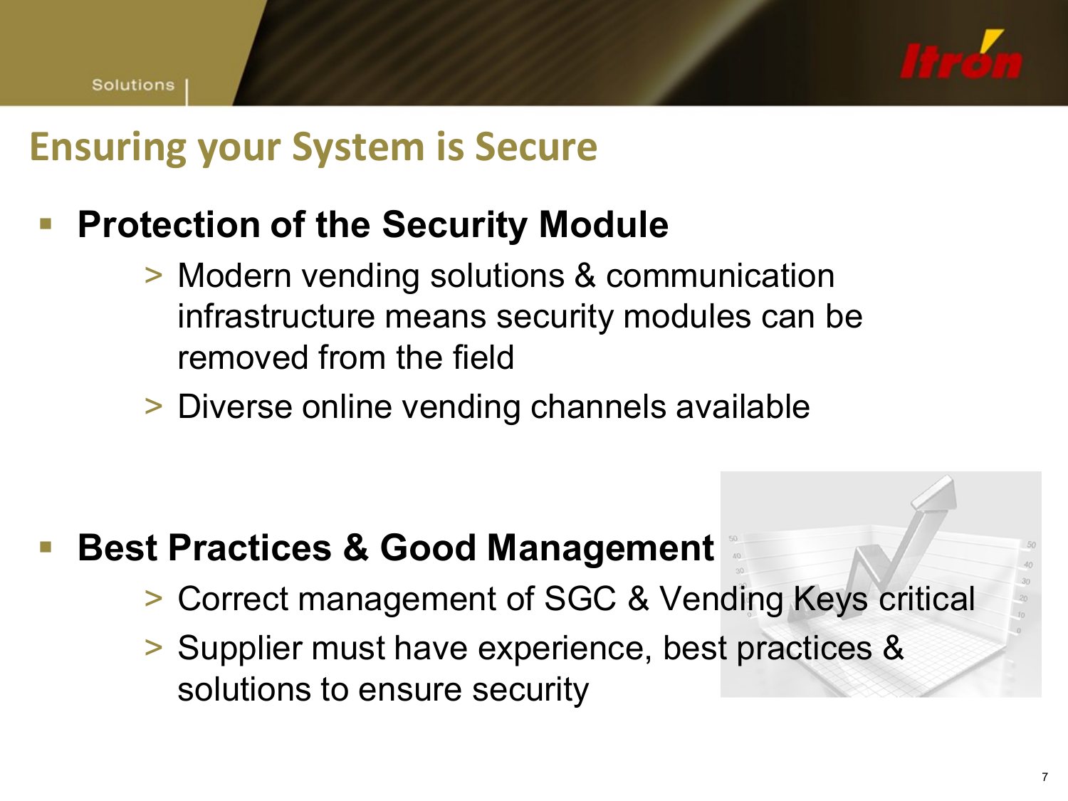# Ensuring your System is Secure

- **Protection of the Security Module**
  - Modern vending solutions & communication infrastructure means security modules can be removed from the field
  - Diverse online vending channels available

- **Best Practices & Good Management**
  - Correct management of SGC & Vending Keys critical
  - Supplier must have experience, best practices & solutions to ensure security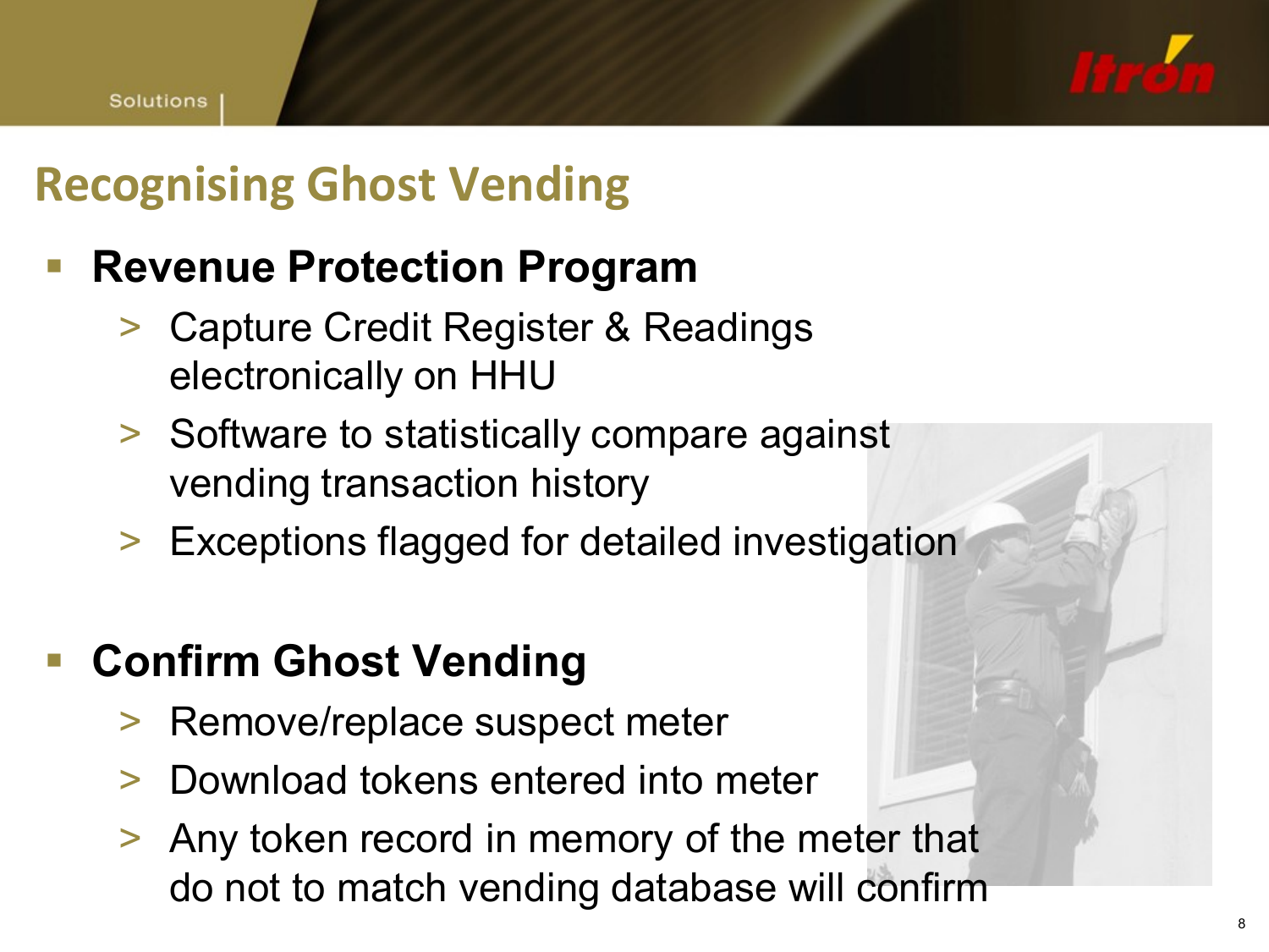# Recognising Ghost Vending

- **Revenue Protection Program**
  - Capture Credit Register & Readings electronically on HHU
  - Software to statistically compare against vending transaction history
  - Exceptions flagged for detailed investigation

- **Confirm Ghost Vending**
  - Remove/replace suspect meter
  - Download tokens entered into meter
  - Any token record in memory of the meter that do not to match vending database will confirm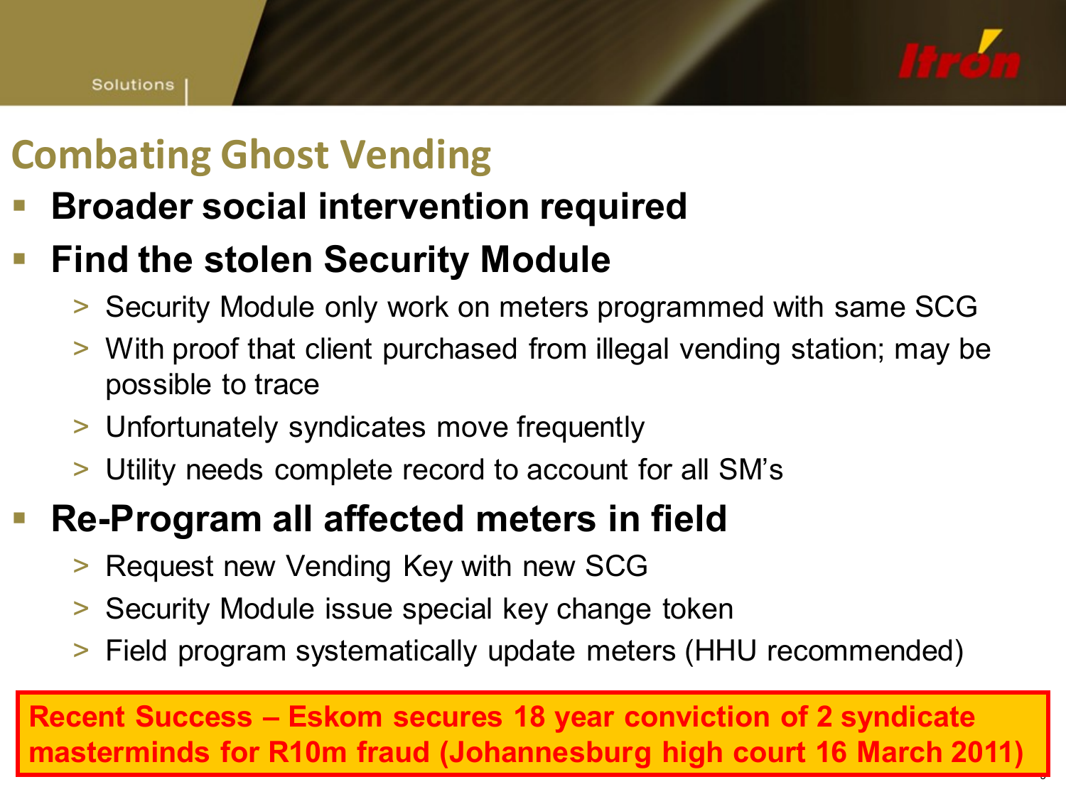# Combating Ghost Vending

- **Broader social intervention required**
- **Find the stolen Security Module**
  - Security Module only work on meters programmed with same SCG
  - With proof that client purchased from illegal vending station; may be possible to trace
  - Unfortunately syndicates move frequently
  - Utility needs complete record to account for all SM's
- **Re-Program all affected meters in field**
  - Request new Vending Key with new SCG
  - Security Module issue special key change token
  - Field program systematically update meters (HHU recommended)

**Recent Success – Eskom secures 18 year conviction of 2 syndicate masterminds for R10m fraud (Johannesburg high court 16 March 2011)**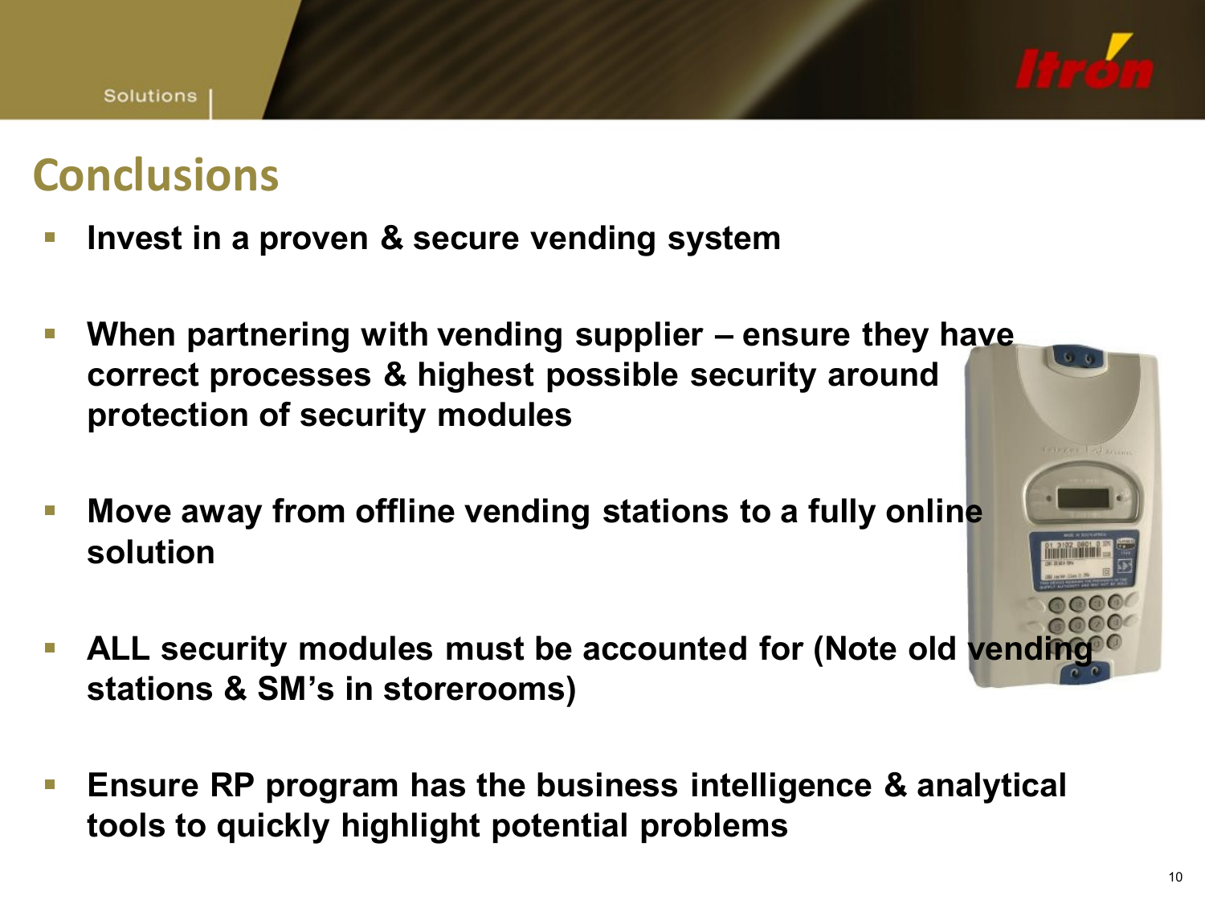# Conclusions

- **Invent in a proven & secure vending system**

- **When partnering with vending supplier – ensure they have correct processes & highest possible security around protection of security modules**

- **Move away from offline vending stations to a fully online solution**

- **ALL security modules must be accounted for (Note old vending stations & SM's in storerooms)**

- **Ensure RP program has the business intelligence & analytical tools to quickly highlight potential problems**

# Conclusions

- **Invest in a proven & secure vending system**

- **When partnering with vending supplier – ensure they have correct processes & highest possible security around protection of security modules**

- **Move away from offline vending stations to a fully online solution**

- **ALL security modules must be accounted for (Note old vending stations & SM's in storerooms)**

- **Ensure RP program has the business intelligence & analytical tools to quickly highlight potential problems**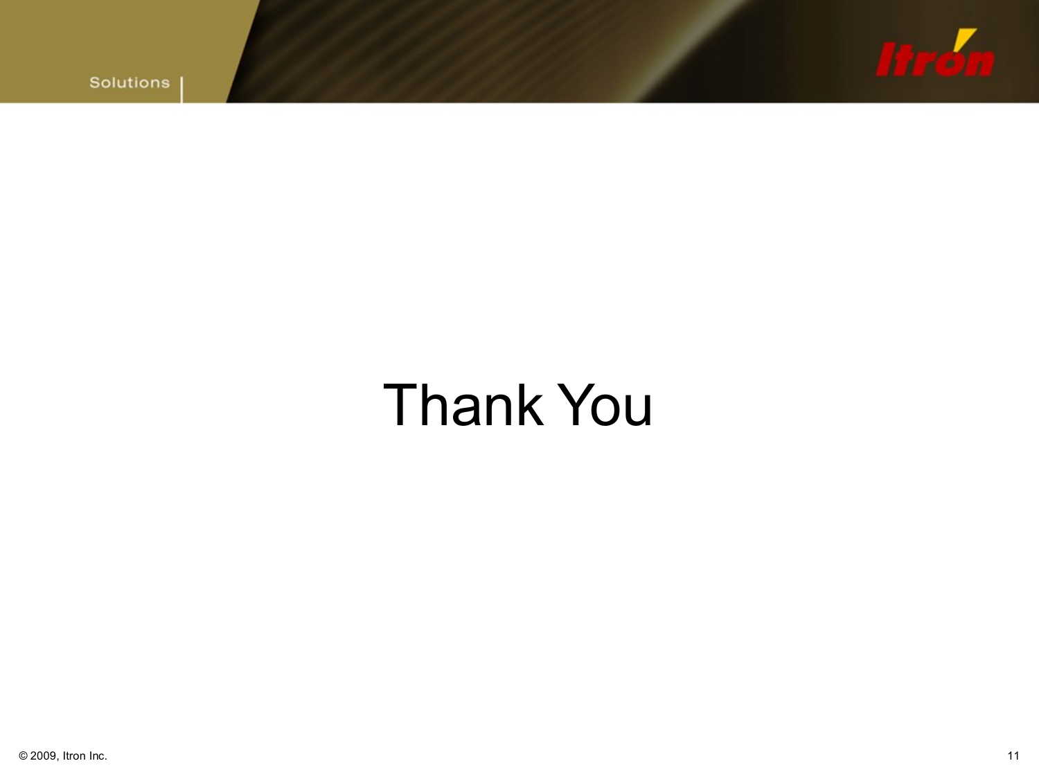# Thank You